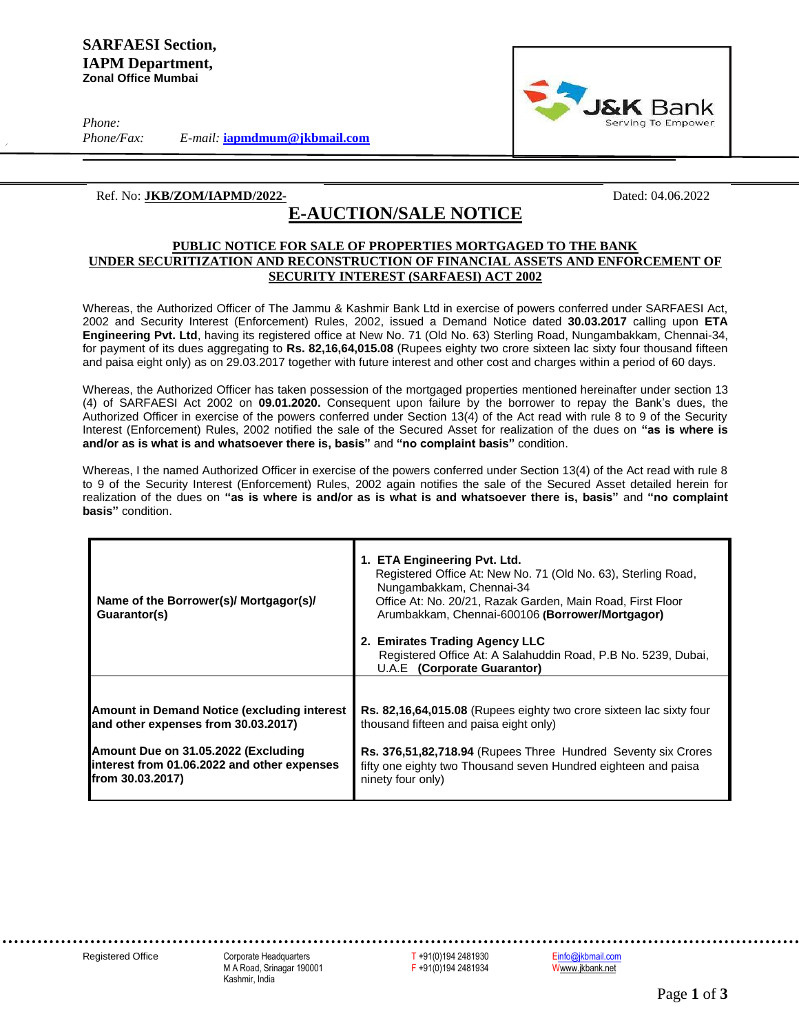**SARFAESI Section,**
**IAPM Department,**
**Zonal Office Mumbai**

*Phone:*
*Phone/Fax:* *E-mail:* **iapmdmum@jkbmail.com**

J&K Bank
Serving To Empower

Ref. No: **JKB/ZOM/IAPMD/2022-** Dated: 04.06.2022

# E-AUCTION/SALE NOTICE

**PUBLIC NOTICE FOR SALE OF PROPERTIES MORTGAGED TO THE BANK UNDER SECURITIZATION AND RECONSTRUCTION OF FINANCIAL ASSETS AND ENFORCEMENT OF SECURITY INTEREST (SARFAESI) ACT 2002**

Whereas, the Authorized Officer of The Jammu & Kashmir Bank Ltd in exercise of powers conferred under SARFAESI Act, 2002 and Security Interest (Enforcement) Rules, 2002, issued a Demand Notice dated **30.03.2017** calling upon **ETA Engineering Pvt. Ltd**, having its registered office at New No. 71 (Old No. 63) Sterling Road, Nungambakkam, Chennai-34, for payment of its dues aggregating to **Rs. 82,16,64,015.08** (Rupees eighty two crore sixteen lac sixty four thousand fifteen and paisa eight only) as on 29.03.2017 together with future interest and other cost and charges within a period of 60 days.

Whereas, the Authorized Officer has taken possession of the mortgaged properties mentioned hereinafter under section 13 (4) of SARFAESI Act 2002 on **09.01.2020.** Consequent upon failure by the borrower to repay the Bank's dues, the Authorized Officer in exercise of the powers conferred under Section 13(4) of the Act read with rule 8 to 9 of the Security Interest (Enforcement) Rules, 2002 notified the sale of the Secured Asset for realization of the dues on **"as is where is and/or as is what is and whatsoever there is, basis"** and **"no complaint basis"** condition.

Whereas, I the named Authorized Officer in exercise of the powers conferred under Section 13(4) of the Act read with rule 8 to 9 of the Security Interest (Enforcement) Rules, 2002 again notifies the sale of the Secured Asset detailed herein for realization of the dues on **"as is where is and/or as is what is and whatsoever there is, basis"** and **"no complaint basis"** condition.

| | |
|---|---|
| **Name of the Borrower(s)/ Mortgagor(s)/ Guarantor(s)** | 1. **ETA Engineering Pvt. Ltd.** Registered Office At: New No. 71 (Old No. 63), Sterling Road, Nungambakkam, Chennai-34 Office At: No. 20/21, Razak Garden, Main Road, First Floor Arumbakkam, Chennai-600106 **(Borrower/Mortgagor)**<br>2. **Emirates Trading Agency LLC** Registered Office At: A Salahuddin Road, P.B No. 5239, Dubai, U.A.E **(Corporate Guarantor)** |
| **Amount in Demand Notice (excluding interest and other expenses from 30.03.2017)** | **Rs. 82,16,64,015.08** (Rupees eighty two crore sixteen lac sixty four thousand fifteen and paisa eight only) |
| **Amount Due on 31.05.2022 (Excluding interest from 01.06.2022 and other expenses from 30.03.2017)** | **Rs. 376,51,82,718.94** (Rupees Three Hundred Seventy six Crores fifty one eighty two Thousand seven Hundred eighteen and paisa ninety four only) |

Registered Office | Corporate Headquarters, M A Road, Srinagar 190001, Kashmir, India | T +91(0)194 2481930 | F +91(0)194 2481934 | E info@jkbmail.com | W www.jkbank.net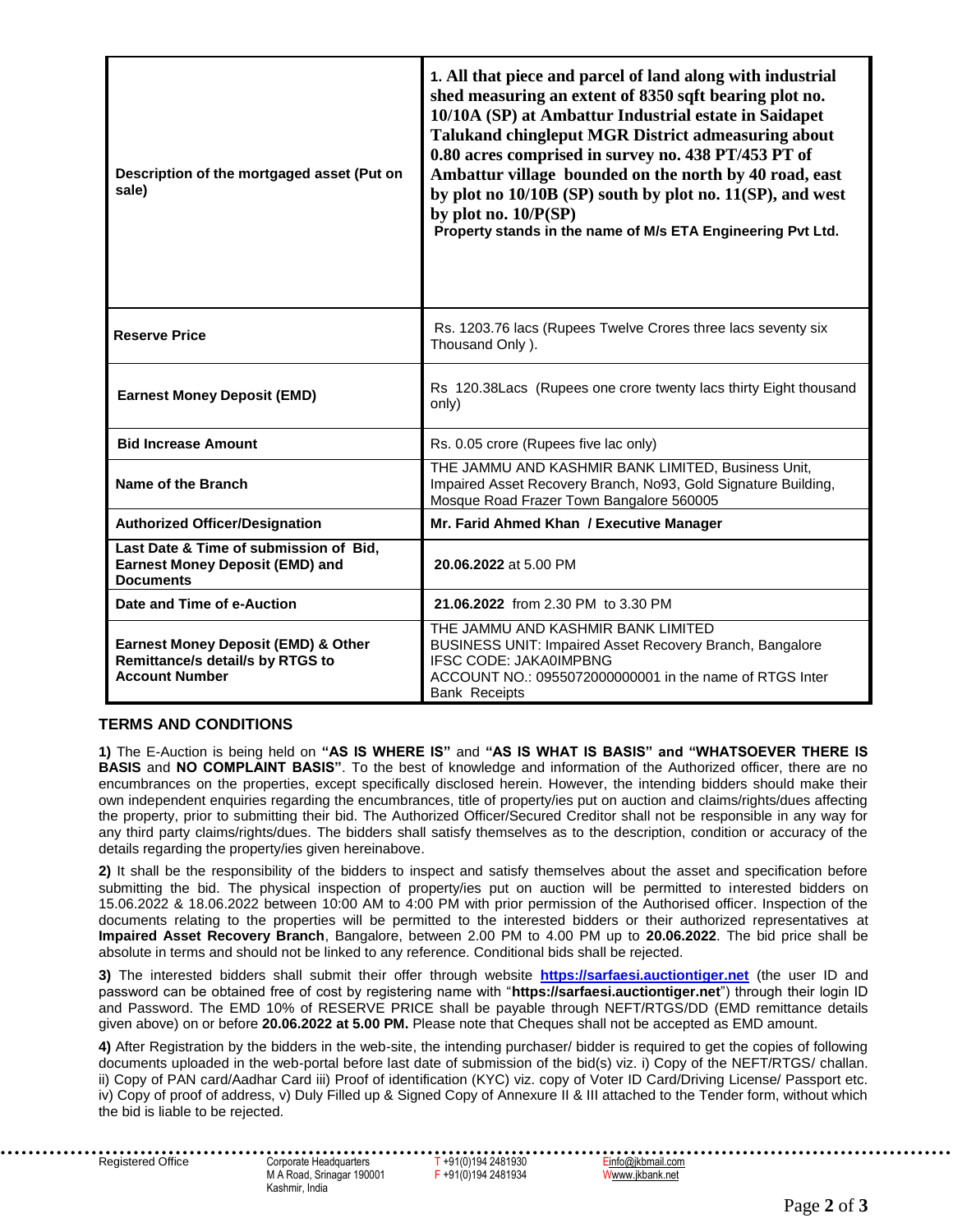| | |
|---|---|
| **Description of the mortgaged asset (Put on sale)** | **1. All that piece and parcel of land along with industrial shed measuring an extent of 8350 sqft bearing plot no. 10/10A (SP) at Ambattur Industrial estate in Saidapet Talukand chingleput MGR District admeasuring about 0.80 acres comprised in survey no. 438 PT/453 PT of Ambattur village bounded on the north by 40 road, east by plot no 10/10B (SP) south by plot no. 11(SP), and west by plot no. 10/P(SP)** **Property stands in the name of M/s ETA Engineering Pvt Ltd.** |
| **Reserve Price** | Rs. 1203.76 lacs (Rupees Twelve Crores three lacs seventy six Thousand Only ). |
| **Earnest Money Deposit (EMD)** | Rs 120.38Lacs (Rupees one crore twenty lacs thirty Eight thousand only) |
| **Bid Increase Amount** | Rs. 0.05 crore (Rupees five lac only) |
| **Name of the Branch** | THE JAMMU AND KASHMIR BANK LIMITED, Business Unit, Impaired Asset Recovery Branch, No93, Gold Signature Building, Mosque Road Frazer Town Bangalore 560005 |
| **Authorized Officer/Designation** | **Mr. Farid Ahmed Khan / Executive Manager** |
| **Last Date & Time of submission of Bid, Earnest Money Deposit (EMD) and Documents** | **20.06.2022** at 5.00 PM |
| **Date and Time of e-Auction** | **21.06.2022** from 2.30 PM to 3.30 PM |
| **Earnest Money Deposit (EMD) & Other Remittance/s detail/s by RTGS to Account Number** | THE JAMMU AND KASHMIR BANK LIMITED BUSINESS UNIT: Impaired Asset Recovery Branch, Bangalore IFSC CODE: JAKA0IMPBNG ACCOUNT NO.: 0955072000000001 in the name of RTGS Inter Bank Receipts |

## TERMS AND CONDITIONS

**1)** The E-Auction is being held on **"AS IS WHERE IS"** and **"AS IS WHAT IS BASIS" and "WHATSOEVER THERE IS BASIS** and **NO COMPLAINT BASIS"**. To the best of knowledge and information of the Authorized officer, there are no encumbrances on the properties, except specifically disclosed herein. However, the intending bidders should make their own independent enquiries regarding the encumbrances, title of property/ies put on auction and claims/rights/dues affecting the property, prior to submitting their bid. The Authorized Officer/Secured Creditor shall not be responsible in any way for any third party claims/rights/dues. The bidders shall satisfy themselves as to the description, condition or accuracy of the details regarding the property/ies given hereinabove.

**2)** It shall be the responsibility of the bidders to inspect and satisfy themselves about the asset and specification before submitting the bid. The physical inspection of property/ies put on auction will be permitted to interested bidders on 15.06.2022 & 18.06.2022 between 10:00 AM to 4:00 PM with prior permission of the Authorised officer. Inspection of the documents relating to the properties will be permitted to the interested bidders or their authorized representatives at **Impaired Asset Recovery Branch**, Bangalore, between 2.00 PM to 4.00 PM up to **20.06.2022**. The bid price shall be absolute in terms and should not be linked to any reference. Conditional bids shall be rejected.

**3)** The interested bidders shall submit their offer through website **https://sarfaesi.auctiontiger.net** (the user ID and password can be obtained free of cost by registering name with "**https://sarfaesi.auctiontiger.net**") through their login ID and Password. The EMD 10% of RESERVE PRICE shall be payable through NEFT/RTGS/DD (EMD remittance details given above) on or before **20.06.2022 at 5.00 PM.** Please note that Cheques shall not be accepted as EMD amount.

**4)** After Registration by the bidders in the web-site, the intending purchaser/ bidder is required to get the copies of following documents uploaded in the web-portal before last date of submission of the bid(s) viz. i) Copy of the NEFT/RTGS/ challan. ii) Copy of PAN card/Aadhar Card iii) Proof of identification (KYC) viz. copy of Voter ID Card/Driving License/ Passport etc. iv) Copy of proof of address, v) Duly Filled up & Signed Copy of Annexure II & III attached to the Tender form, without which the bid is liable to be rejected.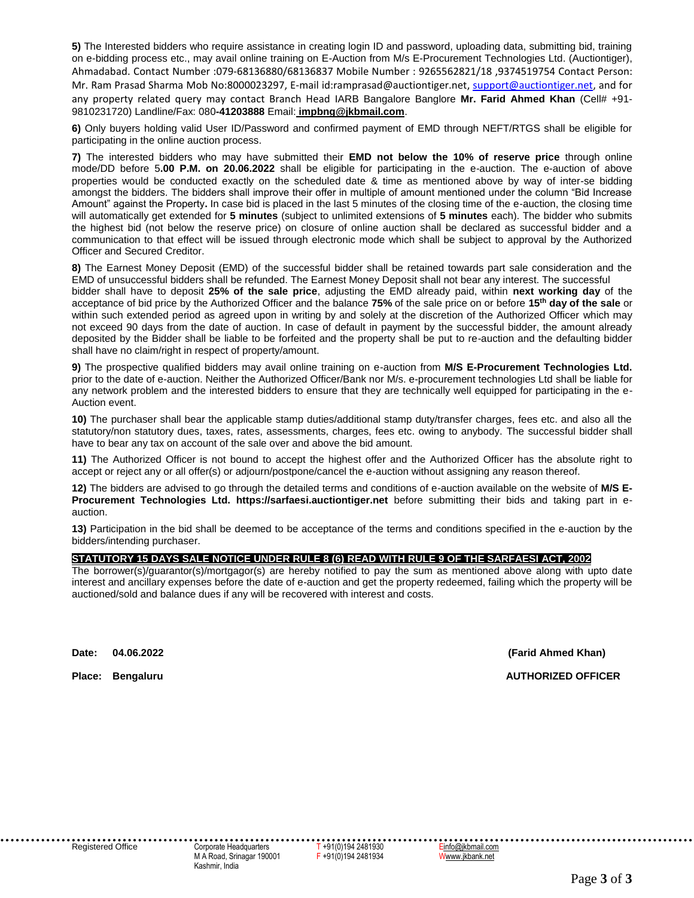**5)** The Interested bidders who require assistance in creating login ID and password, uploading data, submitting bid, training on e-bidding process etc., may avail online training on E-Auction from M/s E-Procurement Technologies Ltd. (Auctiontiger), Ahmadabad. Contact Number :079-68136880/68136837 Mobile Number : 9265562821/18 ,9374519754 Contact Person: Mr. Ram Prasad Sharma Mob No:8000023297, E-mail id:ramprasad@auctiontiger.net, support@auctiontiger.net, and for any property related query may contact Branch Head IARB Bangalore Banglore **Mr. Farid Ahmed Khan** (Cell# +91-9810231720) Landline/Fax: 080**-41203888** Email: **impbng@jkbmail.com**.

**6)** Only buyers holding valid User ID/Password and confirmed payment of EMD through NEFT/RTGS shall be eligible for participating in the online auction process.

**7)** The interested bidders who may have submitted their **EMD not below the 10% of reserve price** through online mode/DD before 5**.00 P.M. on 20.06.2022** shall be eligible for participating in the e-auction. The e-auction of above properties would be conducted exactly on the scheduled date & time as mentioned above by way of inter-se bidding amongst the bidders. The bidders shall improve their offer in multiple of amount mentioned under the column "Bid Increase Amount" against the Property**.** In case bid is placed in the last 5 minutes of the closing time of the e-auction, the closing time will automatically get extended for **5 minutes** (subject to unlimited extensions of **5 minutes** each). The bidder who submits the highest bid (not below the reserve price) on closure of online auction shall be declared as successful bidder and a communication to that effect will be issued through electronic mode which shall be subject to approval by the Authorized Officer and Secured Creditor.

**8)** The Earnest Money Deposit (EMD) of the successful bidder shall be retained towards part sale consideration and the EMD of unsuccessful bidders shall be refunded. The Earnest Money Deposit shall not bear any interest. The successful bidder shall have to deposit **25% of the sale price**, adjusting the EMD already paid, within **next working day** of the acceptance of bid price by the Authorized Officer and the balance **75%** of the sale price on or before **15th day of the sale** or within such extended period as agreed upon in writing by and solely at the discretion of the Authorized Officer which may not exceed 90 days from the date of auction. In case of default in payment by the successful bidder, the amount already deposited by the Bidder shall be liable to be forfeited and the property shall be put to re-auction and the defaulting bidder shall have no claim/right in respect of property/amount.

**9)** The prospective qualified bidders may avail online training on e-auction from **M/S E-Procurement Technologies Ltd.** prior to the date of e-auction. Neither the Authorized Officer/Bank nor M/s. e-procurement technologies Ltd shall be liable for any network problem and the interested bidders to ensure that they are technically well equipped for participating in the e-Auction event.

**10)** The purchaser shall bear the applicable stamp duties/additional stamp duty/transfer charges, fees etc. and also all the statutory/non statutory dues, taxes, rates, assessments, charges, fees etc. owing to anybody. The successful bidder shall have to bear any tax on account of the sale over and above the bid amount.

**11)** The Authorized Officer is not bound to accept the highest offer and the Authorized Officer has the absolute right to accept or reject any or all offer(s) or adjourn/postpone/cancel the e-auction without assigning any reason thereof.

**12)** The bidders are advised to go through the detailed terms and conditions of e-auction available on the website of **M/S E-Procurement Technologies Ltd. https://sarfaesi.auctiontiger.net** before submitting their bids and taking part in e-auction.

**13)** Participation in the bid shall be deemed to be acceptance of the terms and conditions specified in the e-auction by the bidders/intending purchaser.

**STATUTORY 15 DAYS SALE NOTICE UNDER RULE 8 (6) READ WITH RULE 9 OF THE SARFAESI ACT, 2002**

The borrower(s)/guarantor(s)/mortgagor(s) are hereby notified to pay the sum as mentioned above along with upto date interest and ancillary expenses before the date of e-auction and get the property redeemed, failing which the property will be auctioned/sold and balance dues if any will be recovered with interest and costs.

**Date: 04.06.2022** **(Farid Ahmed Khan)**

**Place: Bengaluru** **AUTHORIZED OFFICER**

Registered Office Corporate Headquarters M A Road, Srinagar 190001 Kashmir, India T +91(0)194 2481930 F +91(0)194 2481934 E info@jkbmail.com W www.jkbank.net